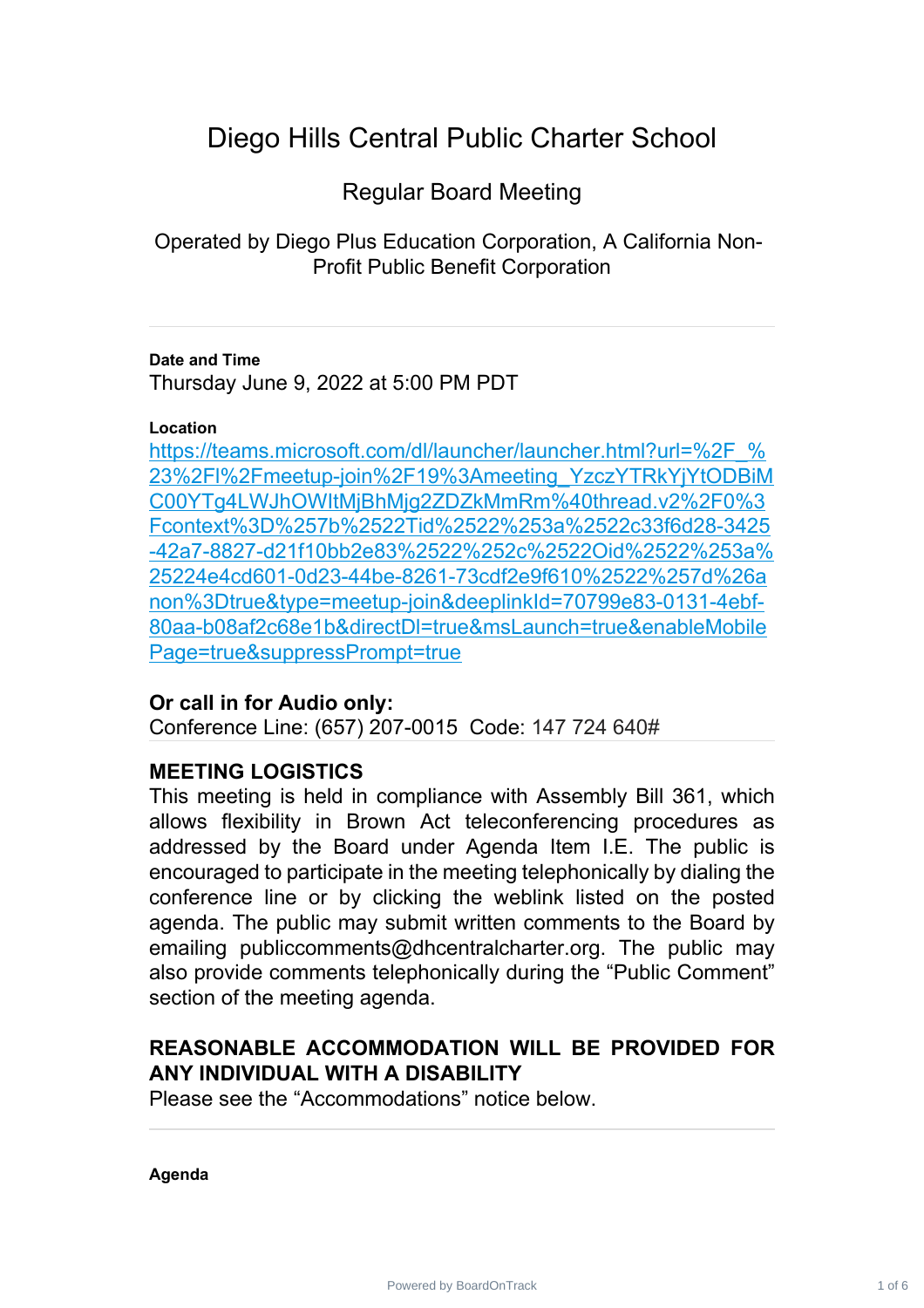# Diego Hills Central Public Charter School

## Regular Board Meeting

Operated by Diego Plus Education Corporation, A California Non-Profit Public Benefit Corporation

---

**Date and Time**

Thursday June 9, 2022 at 5:00 PM PDT

**Location**

https://teams.microsoft.com/dl/launcher/launcher.html?url=%2F_%23%2Fl%2Fmeetup-join%2F19%3Ameeting_YzczYTRkYjYtODBiMC00YTg4LWJhOWItMjBhMjg2ZDZkMmRm%40thread.v2%2F0%3Fcontext%3D%257b%2522Tid%2522%253a%2522c33f6d28-3425-42a7-8827-d21f10bb2e83%2522%252c%2522Oid%2522%253a%25224e4cd601-0d23-44be-8261-73cdf2e9f610%2522%257d%26anon%3Dtrue&type=meetup-join&deeplinkId=70799e83-0131-4ebf-80aa-b08af2c68e1b&directDl=true&msLaunch=true&enableMobilePage=true&suppressPrompt=true

**Or call in for Audio only:**

Conference Line: (657) 207-0015 Code: 147 724 640#

---

**MEETING LOGISTICS**

This meeting is held in compliance with Assembly Bill 361, which allows flexibility in Brown Act teleconferencing procedures as addressed by the Board under Agenda Item I.E. The public is encouraged to participate in the meeting telephonically by dialing the conference line or by clicking the weblink listed on the posted agenda. The public may submit written comments to the Board by emailing publiccomments@dhcentralcharter.org. The public may also provide comments telephonically during the "Public Comment" section of the meeting agenda.

**REASONABLE ACCOMMODATION WILL BE PROVIDED FOR ANY INDIVIDUAL WITH A DISABILITY**

Please see the "Accommodations" notice below.

---

**Agenda**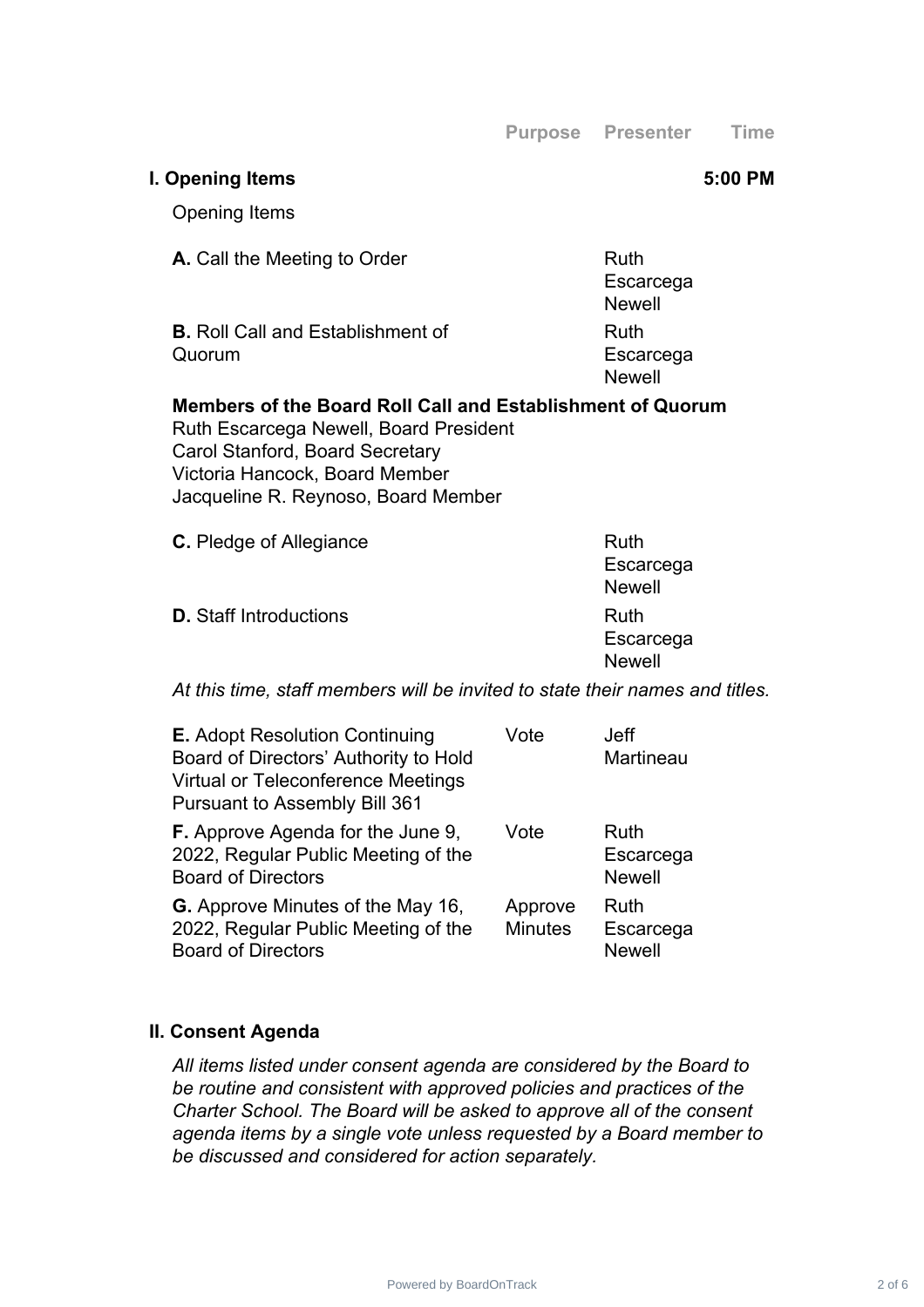| | Purpose | Presenter | Time |
|---|---|---|---|
| **I. Opening Items** | | | **5:00 PM** |

Opening Items

| | Purpose | Presenter |
|---|---|---|
| **A.** Call the Meeting to Order | | Ruth Escarcega Newell |
| **B.** Roll Call and Establishment of Quorum | | Ruth Escarcega Newell |

**Members of the Board Roll Call and Establishment of Quorum**
Ruth Escarcega Newell, Board President
Carol Stanford, Board Secretary
Victoria Hancock, Board Member
Jacqueline R. Reynoso, Board Member

| | Purpose | Presenter |
|---|---|---|
| **C.** Pledge of Allegiance | | Ruth Escarcega Newell |
| **D.** Staff Introductions | | Ruth Escarcega Newell |

*At this time, staff members will be invited to state their names and titles.*

| | Purpose | Presenter |
|---|---|---|
| **E.** Adopt Resolution Continuing Board of Directors' Authority to Hold Virtual or Teleconference Meetings Pursuant to Assembly Bill 361 | Vote | Jeff Martineau |
| **F.** Approve Agenda for the June 9, 2022, Regular Public Meeting of the Board of Directors | Vote | Ruth Escarcega Newell |
| **G.** Approve Minutes of the May 16, 2022, Regular Public Meeting of the Board of Directors | Approve Minutes | Ruth Escarcega Newell |

## II. Consent Agenda

*All items listed under consent agenda are considered by the Board to be routine and consistent with approved policies and practices of the Charter School. The Board will be asked to approve all of the consent agenda items by a single vote unless requested by a Board member to be discussed and considered for action separately.*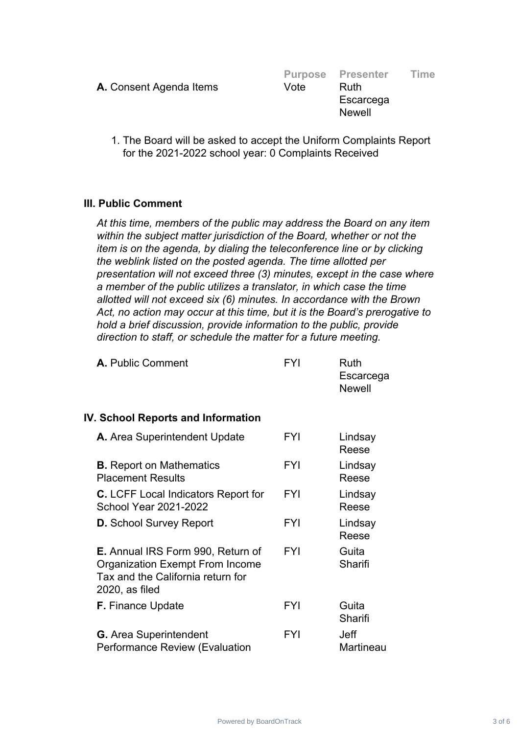| | Purpose | Presenter | Time |
|---|---|---|---|
| **A.** Consent Agenda Items | Vote | Ruth Escarcega Newell | |

1. The Board will be asked to accept the Uniform Complaints Report for the 2021-2022 school year: 0 Complaints Received

### III. Public Comment

*At this time, members of the public may address the Board on any item within the subject matter jurisdiction of the Board, whether or not the item is on the agenda, by dialing the teleconference line or by clicking the weblink listed on the posted agenda. The time allotted per presentation will not exceed three (3) minutes, except in the case where a member of the public utilizes a translator, in which case the time allotted will not exceed six (6) minutes. In accordance with the Brown Act, no action may occur at this time, but it is the Board's prerogative to hold a brief discussion, provide information to the public, provide direction to staff, or schedule the matter for a future meeting.*

| | | | |
|---|---|---|---|
| **A.** Public Comment | FYI | Ruth Escarcega Newell | |

### IV. School Reports and Information

| | | | |
|---|---|---|---|
| **A.** Area Superintendent Update | FYI | Lindsay Reese | |
| **B.** Report on Mathematics Placement Results | FYI | Lindsay Reese | |
| **C.** LCFF Local Indicators Report for School Year 2021-2022 | FYI | Lindsay Reese | |
| **D.** School Survey Report | FYI | Lindsay Reese | |
| **E.** Annual IRS Form 990, Return of Organization Exempt From Income Tax and the California return for 2020, as filed | FYI | Guita Sharifi | |
| **F.** Finance Update | FYI | Guita Sharifi | |
| **G.** Area Superintendent Performance Review (Evaluation | FYI | Jeff Martineau | |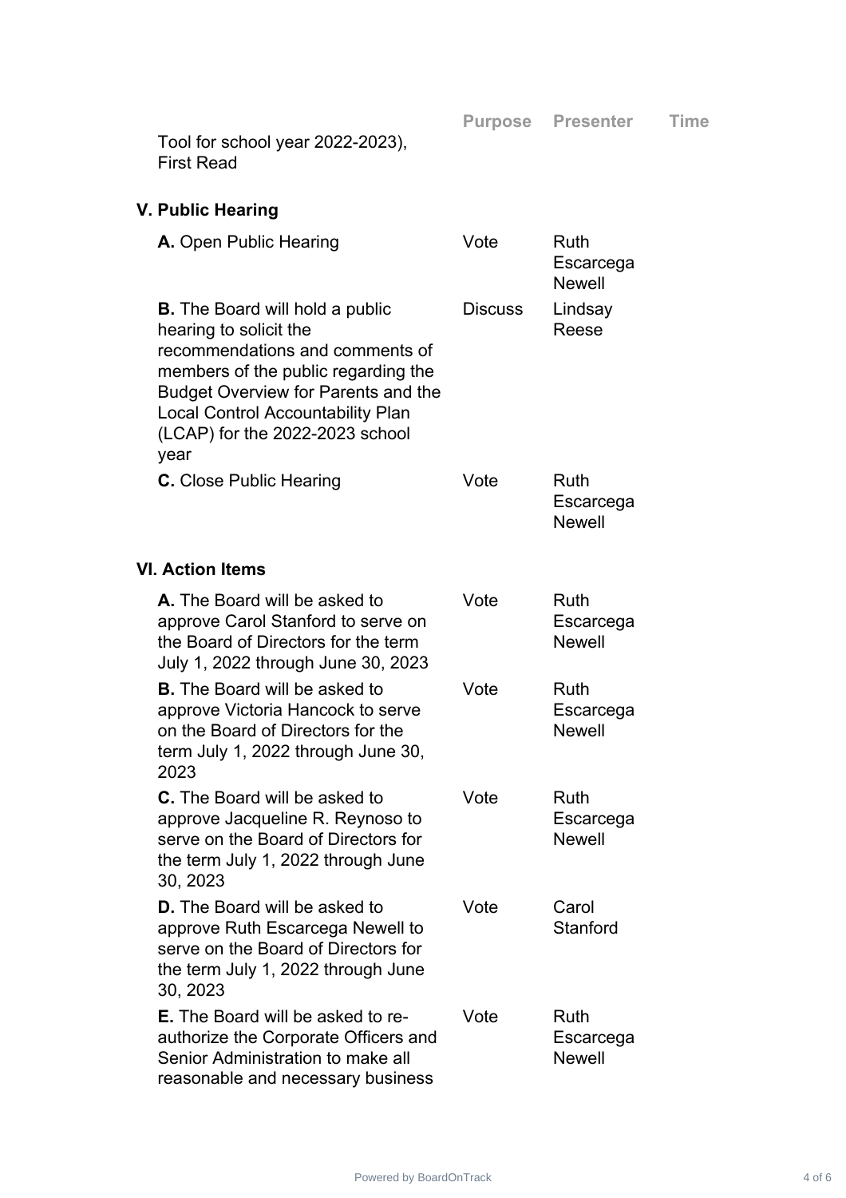| | Purpose | Presenter | Time |
|---|---|---|---|
| Tool for school year 2022-2023), First Read | | | |

## V. Public Hearing

| | Purpose | Presenter | Time |
|---|---|---|---|
| **A.** Open Public Hearing | Vote | Ruth Escarcega Newell | |
| **B.** The Board will hold a public hearing to solicit the recommendations and comments of members of the public regarding the Budget Overview for Parents and the Local Control Accountability Plan (LCAP) for the 2022-2023 school year | Discuss | Lindsay Reese | |
| **C.** Close Public Hearing | Vote | Ruth Escarcega Newell | |

## VI. Action Items

| | Purpose | Presenter | Time |
|---|---|---|---|
| **A.** The Board will be asked to approve Carol Stanford to serve on the Board of Directors for the term July 1, 2022 through June 30, 2023 | Vote | Ruth Escarcega Newell | |
| **B.** The Board will be asked to approve Victoria Hancock to serve on the Board of Directors for the term July 1, 2022 through June 30, 2023 | Vote | Ruth Escarcega Newell | |
| **C.** The Board will be asked to approve Jacqueline R. Reynoso to serve on the Board of Directors for the term July 1, 2022 through June 30, 2023 | Vote | Ruth Escarcega Newell | |
| **D.** The Board will be asked to approve Ruth Escarcega Newell to serve on the Board of Directors for the term July 1, 2022 through June 30, 2023 | Vote | Carol Stanford | |
| **E.** The Board will be asked to re-authorize the Corporate Officers and Senior Administration to make all reasonable and necessary business | Vote | Ruth Escarcega Newell | |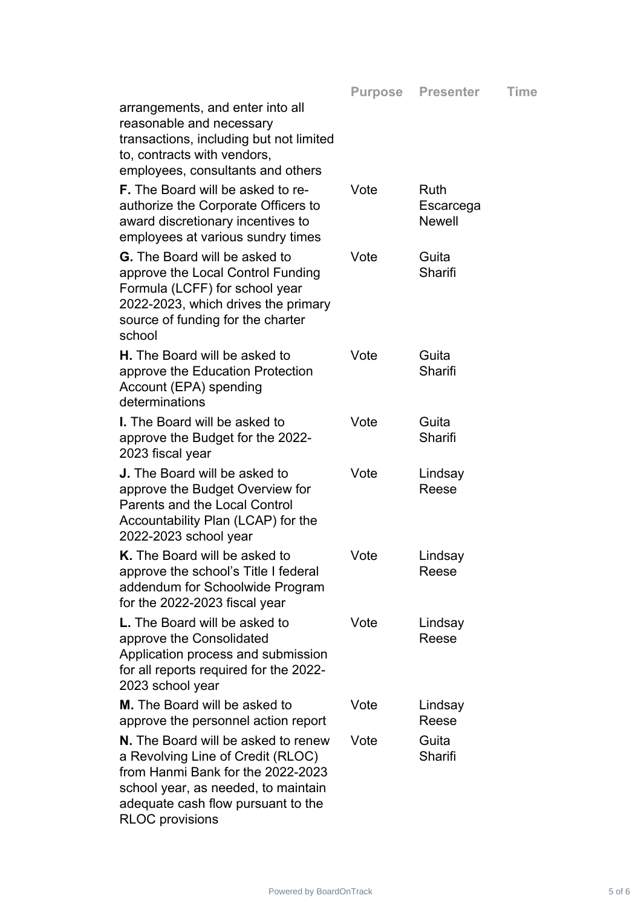| | Purpose | Presenter | Time |
|---|---|---|---|
| arrangements, and enter into all reasonable and necessary transactions, including but not limited to, contracts with vendors, employees, consultants and others | | | |
| **F.** The Board will be asked to re-authorize the Corporate Officers to award discretionary incentives to employees at various sundry times | Vote | Ruth Escarcega Newell | |
| **G.** The Board will be asked to approve the Local Control Funding Formula (LCFF) for school year 2022-2023, which drives the primary source of funding for the charter school | Vote | Guita Sharifi | |
| **H.** The Board will be asked to approve the Education Protection Account (EPA) spending determinations | Vote | Guita Sharifi | |
| **I.** The Board will be asked to approve the Budget for the 2022-2023 fiscal year | Vote | Guita Sharifi | |
| **J.** The Board will be asked to approve the Budget Overview for Parents and the Local Control Accountability Plan (LCAP) for the 2022-2023 school year | Vote | Lindsay Reese | |
| **K.** The Board will be asked to approve the school's Title I federal addendum for Schoolwide Program for the 2022-2023 fiscal year | Vote | Lindsay Reese | |
| **L.** The Board will be asked to approve the Consolidated Application process and submission for all reports required for the 2022-2023 school year | Vote | Lindsay Reese | |
| **M.** The Board will be asked to approve the personnel action report | Vote | Lindsay Reese | |
| **N.** The Board will be asked to renew a Revolving Line of Credit (RLOC) from Hanmi Bank for the 2022-2023 school year, as needed, to maintain adequate cash flow pursuant to the RLOC provisions | Vote | Guita Sharifi | |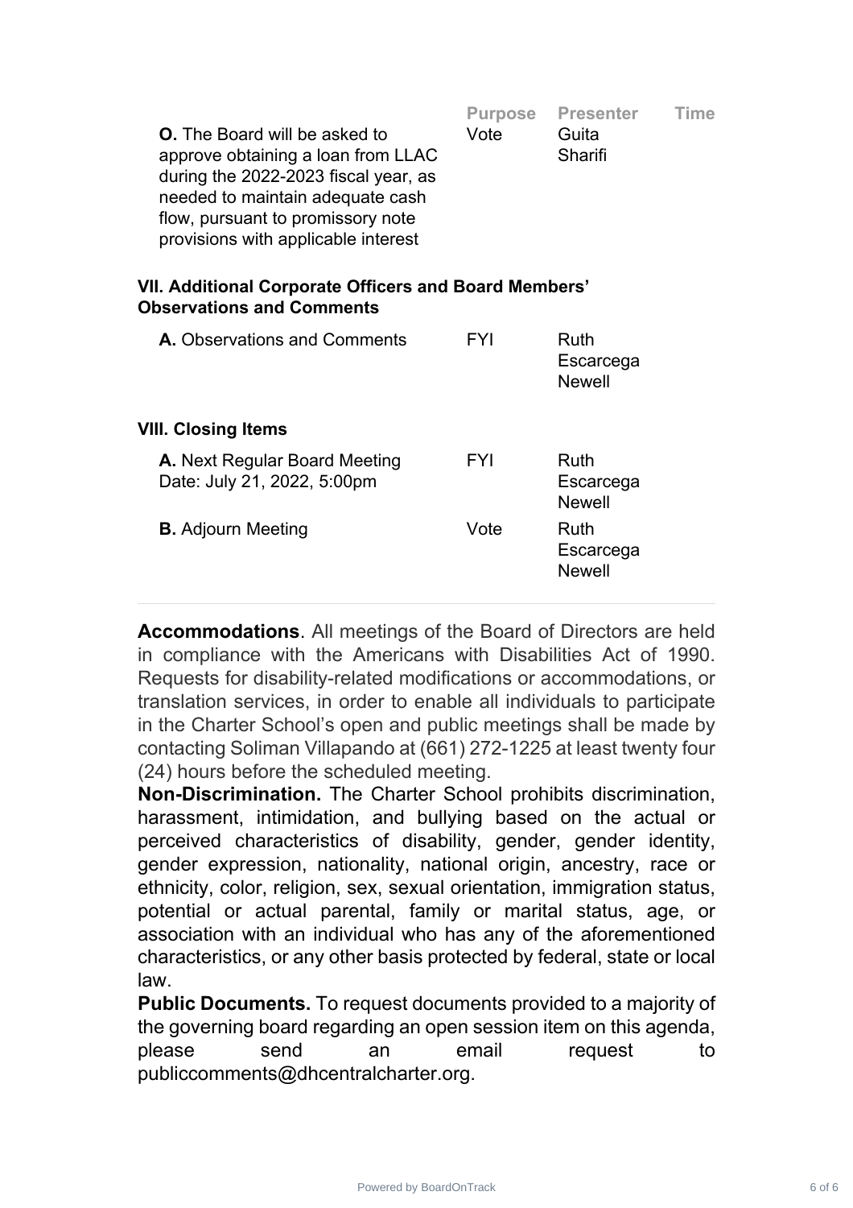| | Purpose | Presenter | Time |
|---|---|---|---|
| **O.** The Board will be asked to approve obtaining a loan from LLAC during the 2022-2023 fiscal year, as needed to maintain adequate cash flow, pursuant to promissory note provisions with applicable interest | Vote | Guita Sharifi | |

### VII. Additional Corporate Officers and Board Members' Observations and Comments

| | | | |
|---|---|---|---|
| **A.** Observations and Comments | FYI | Ruth Escarcega Newell | |

### VIII. Closing Items

| | | | |
|---|---|---|---|
| **A.** Next Regular Board Meeting Date: July 21, 2022, 5:00pm | FYI | Ruth Escarcega Newell | |
| **B.** Adjourn Meeting | Vote | Ruth Escarcega Newell | |

---

**Accommodations**. All meetings of the Board of Directors are held in compliance with the Americans with Disabilities Act of 1990. Requests for disability-related modifications or accommodations, or translation services, in order to enable all individuals to participate in the Charter School's open and public meetings shall be made by contacting Soliman Villapando at (661) 272-1225 at least twenty four (24) hours before the scheduled meeting.

**Non-Discrimination.** The Charter School prohibits discrimination, harassment, intimidation, and bullying based on the actual or perceived characteristics of disability, gender, gender identity, gender expression, nationality, national origin, ancestry, race or ethnicity, color, religion, sex, sexual orientation, immigration status, potential or actual parental, family or marital status, age, or association with an individual who has any of the aforementioned characteristics, or any other basis protected by federal, state or local law.

**Public Documents.** To request documents provided to a majority of the governing board regarding an open session item on this agenda, please send an email request to publiccomments@dhcentralcharter.org.